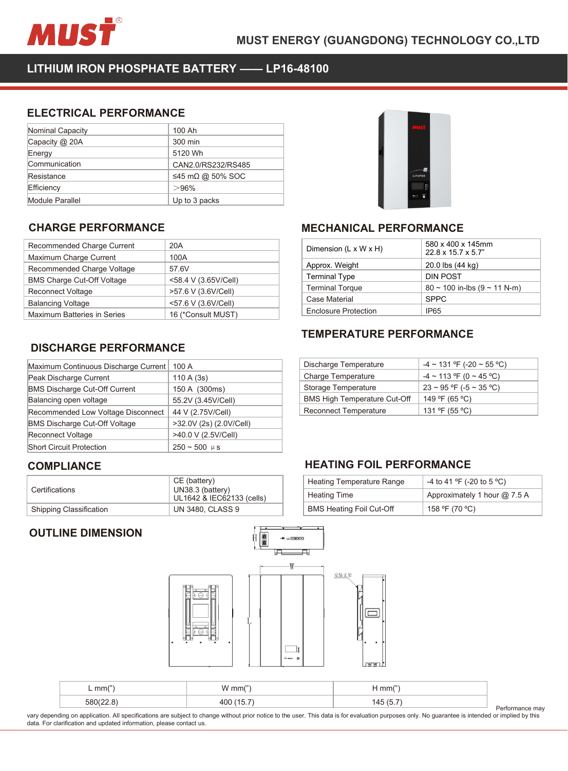# MUST ENERGY (GUANGDONG) TECHNOLOGY CO.,LTD

## LITHIUM IRON PHOSPHATE BATTERY —— LP16-48100

### ELECTRICAL PERFORMANCE

| | |
|---|---|
| Nominal Capacity | 100 Ah |
| Capacity @ 20A | 300 min |
| Energy | 5120 Wh |
| Communication | CAN2.0/RS232/RS485 |
| Resistance | ≤45 mΩ @ 50% SOC |
| Efficiency | ＞96% |
| Module Parallel | Up to 3 packs |

### CHARGE PERFORMANCE

| | |
|---|---|
| Recommended Charge Current | 20A |
| Maximum Charge Current | 100A |
| Recommended Charge Voltage | 57.6V |
| BMS Charge Cut-Off Voltage | <58.4 V (3.65V/Cell) |
| Reconnect Voltage | >57.6 V (3.6V/Cell) |
| Balancing Voltage | <57.6 V (3.6V/Cell) |
| Maximum Batteries in Series | 16 (*Consult MUST) |

### MECHANICAL PERFORMANCE

| | |
|---|---|
| Dimension (L x W x H) | 580 x 400 x 145mm 22.8 x 15.7 x 5.7" |
| Approx. Weight | 20.0 lbs (44 kg) |
| Terminal Type | DIN POST |
| Terminal Torque | 80 ~ 100 in-lbs (9 ~ 11 N-m) |
| Case Material | SPPC |
| Enclosure Protection | IP65 |

### DISCHARGE PERFORMANCE

| | |
|---|---|
| Maximum Continuous Discharge Current | 100 A |
| Peak Discharge Current | 110 A (3s) |
| BMS Discharge Cut-Off Current | 150 A (300ms) |
| Balancing open voltage | 55.2V (3.45V/Cell) |
| Recommended Low Voltage Disconnect | 44 V (2.75V/Cell) |
| BMS Discharge Cut-Off Voltage | >32.0V (2s) (2.0V/Cell) |
| Reconnect Voltage | >40.0 V (2.5V/Cell) |
| Short Circuit Protection | 250 ~ 500 μs |

### TEMPERATURE PERFORMANCE

| | |
|---|---|
| Discharge Temperature | -4 ~ 131 ºF (-20 ~ 55 ºC) |
| Charge Temperature | -4 ~ 113 ºF (0 ~ 45 ºC) |
| Storage Temperature | 23 ~ 95 ºF (-5 ~ 35 ºC) |
| BMS High Temperature Cut-Off | 149 ºF (65 ºC) |
| Reconnect Temperature | 131 ºF (55 ºC) |

### COMPLIANCE

| | |
|---|---|
| Certifications | CE (battery) UN38.3 (battery) UL1642 & IEC62133 (cells) |
| Shipping Classification | UN 3480, CLASS 9 |

### HEATING FOIL PERFORMANCE

| | |
|---|---|
| Heating Temperature Range | -4 to 41 ºF (-20 to 5 ºC) |
| Heating Time | Approximately 1 hour @ 7.5 A |
| BMS Heating Foil Cut-Off | 158 ºF (70 ºC) |

### OUTLINE DIMENSION

| L mm(") | W mm(") | H mm(") |
|---|---|---|
| 580(22.8) | 400 (15.7) | 145 (5.7) |

Performance may vary depending on application. All specifications are subject to change without prior notice to the user. This data is for evaluation purposes only. No guarantee is intended or implied by this data. For clarification and updated information, please contact us.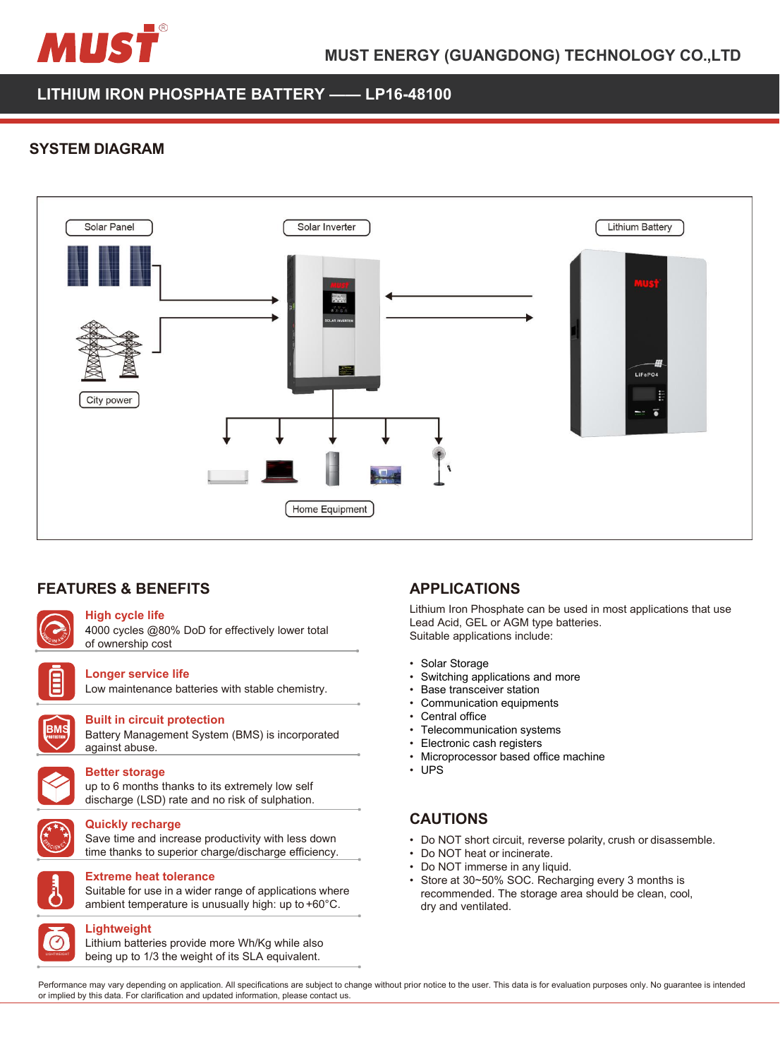MUST ENERGY (GUANGDONG) TECHNOLOGY CO.,LTD

# LITHIUM IRON PHOSPHATE BATTERY —— LP16-48100

## SYSTEM DIAGRAM

Solar Panel

Solar Inverter

Lithium Battery

City power

Home Equipment

## FEATURES & BENEFITS

**High cycle life**
4000 cycles @80% DoD for effectively lower total of ownership cost

**Longer service life**
Low maintenance batteries with stable chemistry.

**Built in circuit protection**
Battery Management System (BMS) is incorporated against abuse.

**Better storage**
up to 6 months thanks to its extremely low self discharge (LSD) rate and no risk of sulphation.

**Quickly recharge**
Save time and increase productivity with less down time thanks to superior charge/discharge efficiency.

**Extreme heat tolerance**
Suitable for use in a wider range of applications where ambient temperature is unusually high: up to +60°C.

**Lightweight**
Lithium batteries provide more Wh/Kg while also being up to 1/3 the weight of its SLA equivalent.

## APPLICATIONS

Lithium Iron Phosphate can be used in most applications that use Lead Acid, GEL or AGM type batteries.
Suitable applications include:

- Solar Storage
- Switching applications and more
- Base transceiver station
- Communication equipments
- Central office
- Telecommunication systems
- Electronic cash registers
- Microprocessor based office machine
- UPS

## CAUTIONS

- Do NOT short circuit, reverse polarity, crush or disassemble.
- Do NOT heat or incinerate.
- Do NOT immerse in any liquid.
- Store at 30~50% SOC. Recharging every 3 months is recommended. The storage area should be clean, cool, dry and ventilated.

Performance may vary depending on application. All specifications are subject to change without prior notice to the user. This data is for evaluation purposes only. No guarantee is intended or implied by this data. For clarification and updated information, please contact us.